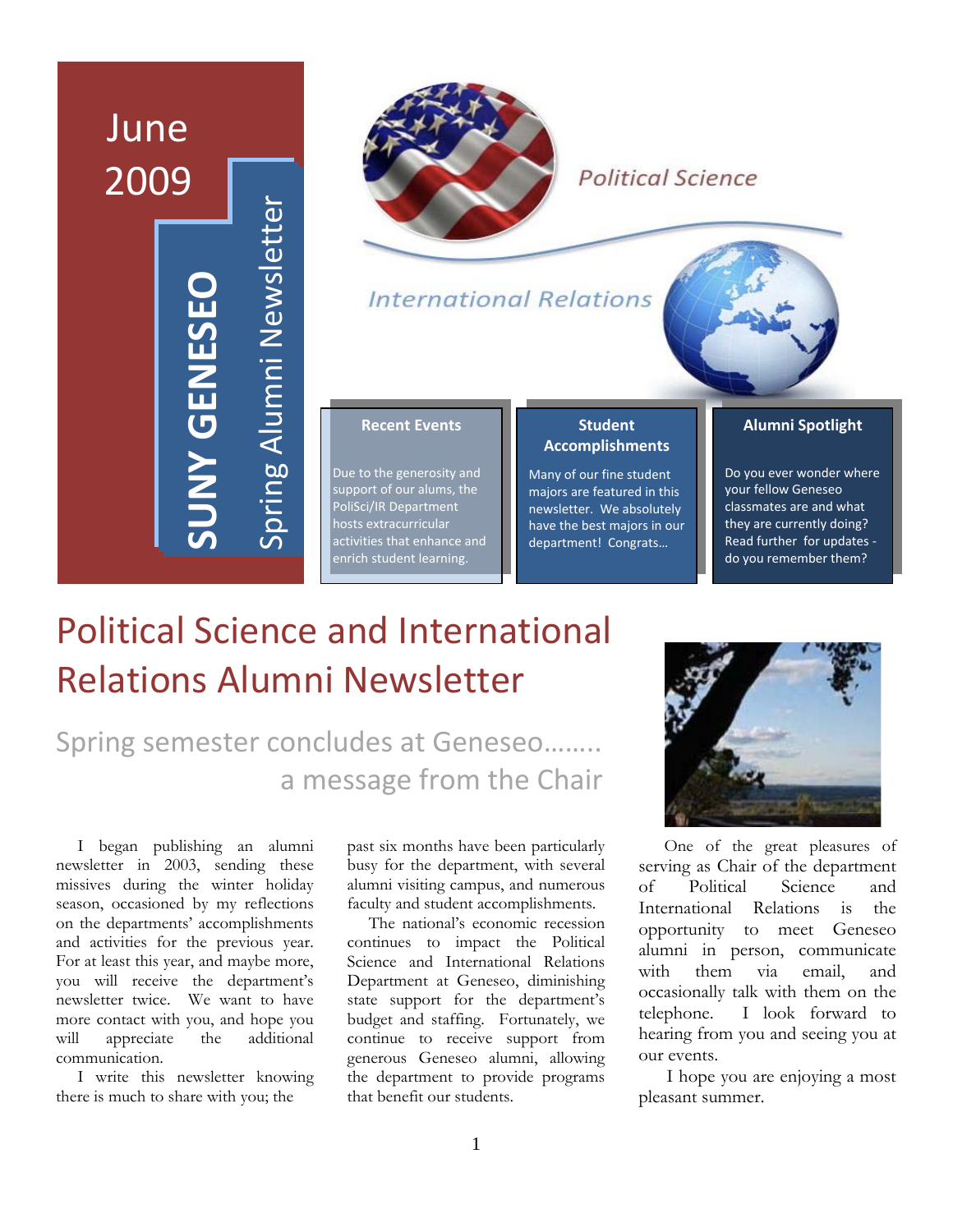June 2009

**SUNY GENESEO**

Spring Alumni Newsletter

Political Science

International Relations

### Recent Events

Due to the generosity and support of our alums, the PoliSci/IR Department hosts extracurricular activities that enhance and enrich student learning.

### Student Accomplishments

Many of our fine student majors are featured in this newsletter. We absolutely have the best majors in our department! Congrats…

### Alumni Spotlight

Do you ever wonder where your fellow Geneseo classmates are and what they are currently doing? Read further for updates - do you remember them?

# Political Science and International Relations Alumni Newsletter

## Spring semester concludes at Geneseo…….. a message from the Chair

I began publishing an alumni newsletter in 2003, sending these missives during the winter holiday season, occasioned by my reflections on the departments' accomplishments and activities for the previous year. For at least this year, and maybe more, you will receive the department's newsletter twice. We want to have more contact with you, and hope you will appreciate the additional communication.

I write this newsletter knowing there is much to share with you; the past six months have been particularly busy for the department, with several alumni visiting campus, and numerous faculty and student accomplishments.

The national's economic recession continues to impact the Political Science and International Relations Department at Geneseo, diminishing state support for the department's budget and staffing. Fortunately, we continue to receive support from generous Geneseo alumni, allowing the department to provide programs that benefit our students.

One of the great pleasures of serving as Chair of the department of Political Science and International Relations is the opportunity to meet Geneseo alumni in person, communicate with them via email, and occasionally talk with them on the telephone. I look forward to hearing from you and seeing you at our events.

I hope you are enjoying a most pleasant summer.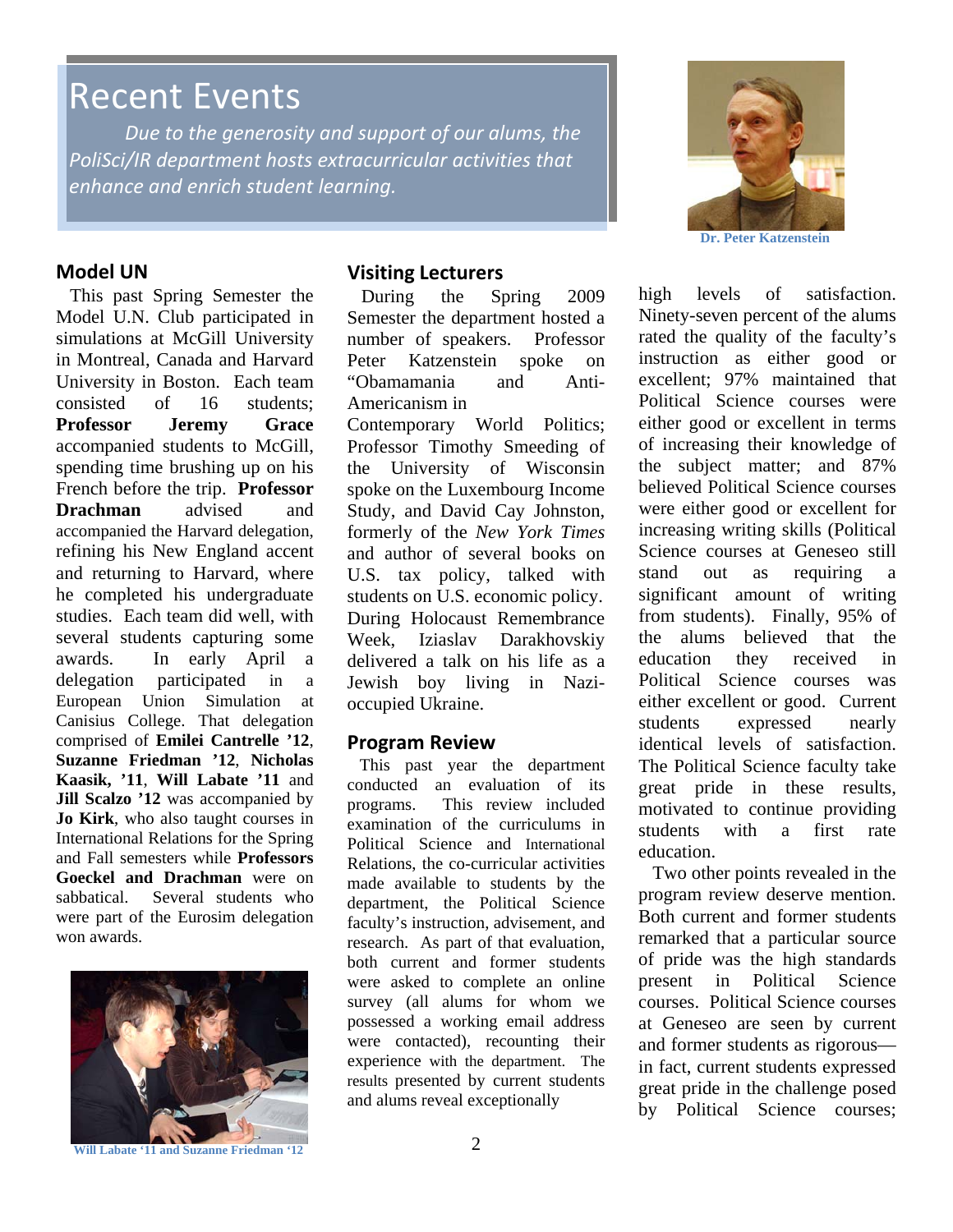# Recent Events

*Due to the generosity and support of our alums, the PoliSci/IR department hosts extracurricular activities that enhance and enrich student learning.*

Dr. Peter Katzenstein

## Model UN

This past Spring Semester the Model U.N. Club participated in simulations at McGill University in Montreal, Canada and Harvard University in Boston. Each team consisted of 16 students; **Professor Jeremy Grace** accompanied students to McGill, spending time brushing up on his French before the trip. **Professor Drachman** advised and accompanied the Harvard delegation, refining his New England accent and returning to Harvard, where he completed his undergraduate studies. Each team did well, with several students capturing some awards. In early April a delegation participated in a European Union Simulation at Canisius College. That delegation comprised of **Emilei Cantrelle '12**, **Suzanne Friedman '12**, **Nicholas Kaasik, '11**, **Will Labate '11** and **Jill Scalzo '12** was accompanied by **Jo Kirk**, who also taught courses in International Relations for the Spring and Fall semesters while **Professors Goeckel and Drachman** were on sabbatical. Several students who were part of the Eurosim delegation won awards.

Will Labate '11 and Suzanne Friedman '12

## Visiting Lecturers

During the Spring 2009 Semester the department hosted a number of speakers. Professor Peter Katzenstein spoke on "Obamamania and Anti-Americanism in Contemporary World Politics; Professor Timothy Smeeding of the University of Wisconsin spoke on the Luxembourg Income Study, and David Cay Johnston, formerly of the *New York Times* and author of several books on U.S. tax policy, talked with students on U.S. economic policy. During Holocaust Remembrance Week, Iziaslav Darakhovskiy delivered a talk on his life as a Jewish boy living in Nazi-occupied Ukraine.

## Program Review

This past year the department conducted an evaluation of its programs. This review included examination of the curriculums in Political Science and International Relations, the co-curricular activities made available to students by the department, the Political Science faculty's instruction, advisement, and research. As part of that evaluation, both current and former students were asked to complete an online survey (all alums for whom we possessed a working email address were contacted), recounting their experience with the department. The results presented by current students and alums reveal exceptionally high levels of satisfaction. Ninety-seven percent of the alums rated the quality of the faculty's instruction as either good or excellent; 97% maintained that Political Science courses were either good or excellent in terms of increasing their knowledge of the subject matter; and 87% believed Political Science courses were either good or excellent for increasing writing skills (Political Science courses at Geneseo still stand out as requiring a significant amount of writing from students). Finally, 95% of the alums believed that the education they received in Political Science courses was either excellent or good. Current students expressed nearly identical levels of satisfaction. The Political Science faculty take great pride in these results, motivated to continue providing students with a first rate education.

Two other points revealed in the program review deserve mention. Both current and former students remarked that a particular source of pride was the high standards present in Political Science courses. Political Science courses at Geneseo are seen by current and former students as rigorous—in fact, current students expressed great pride in the challenge posed by Political Science courses;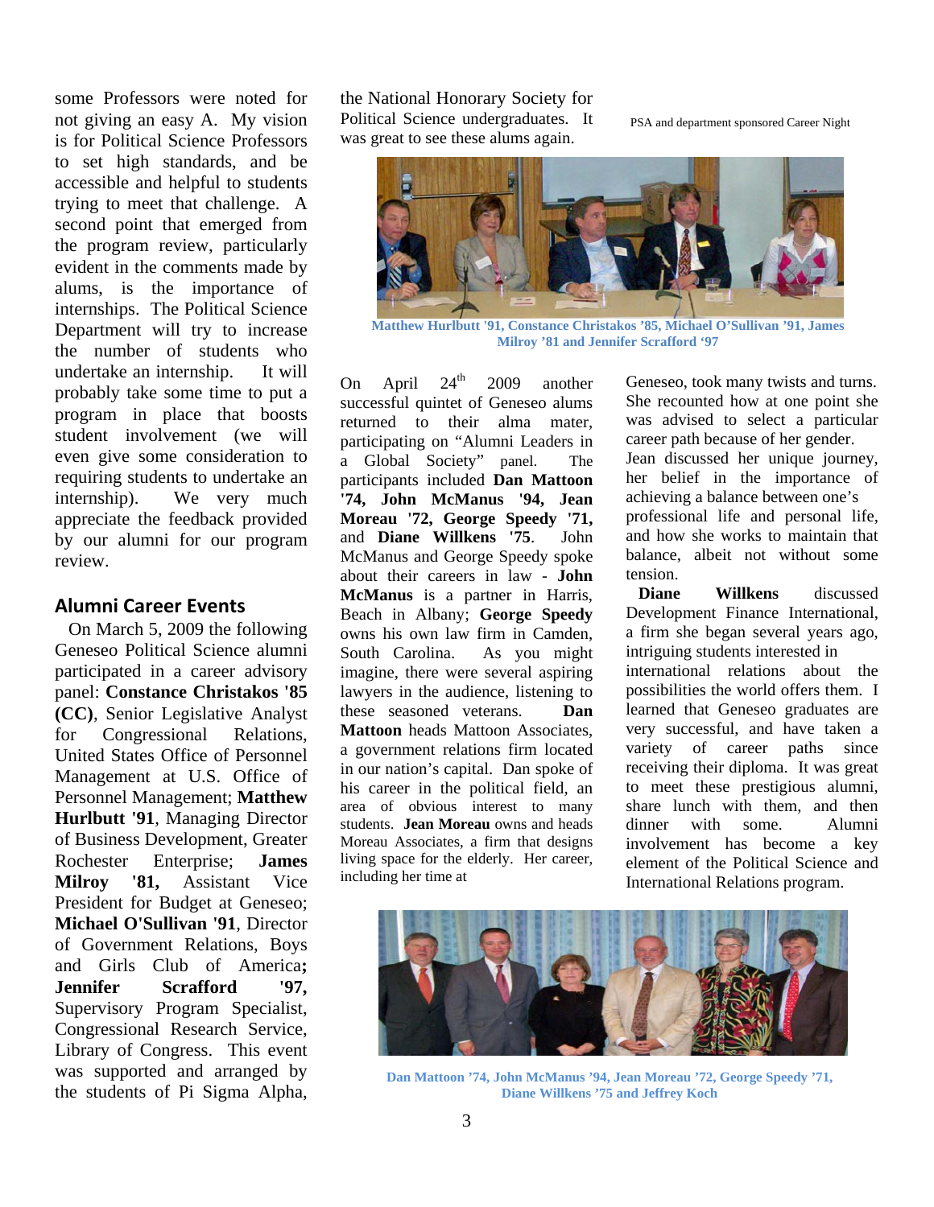some Professors were noted for not giving an easy A. My vision is for Political Science Professors to set high standards, and be accessible and helpful to students trying to meet that challenge. A second point that emerged from the program review, particularly evident in the comments made by alums, is the importance of internships. The Political Science Department will try to increase the number of students who undertake an internship. It will probably take some time to put a program in place that boosts student involvement (we will even give some consideration to requiring students to undertake an internship). We very much appreciate the feedback provided by our alumni for our program review.

## Alumni Career Events

On March 5, 2009 the following Geneseo Political Science alumni participated in a career advisory panel: **Constance Christakos '85 (CC)**, Senior Legislative Analyst for Congressional Relations, United States Office of Personnel Management at U.S. Office of Personnel Management; **Matthew Hurlbutt '91**, Managing Director of Business Development, Greater Rochester Enterprise; **James Milroy '81,** Assistant Vice President for Budget at Geneseo; **Michael O'Sullivan '91**, Director of Government Relations, Boys and Girls Club of America**;** **Jennifer Scrafford '97,** Supervisory Program Specialist, Congressional Research Service, Library of Congress. This event was supported and arranged by the students of Pi Sigma Alpha, the National Honorary Society for Political Science undergraduates. It was great to see these alums again.

PSA and department sponsored Career Night

Matthew Hurlbutt '91, Constance Christakos '85, Michael O'Sullivan '91, James Milroy '81 and Jennifer Scrafford '97

On April 24th 2009 another successful quintet of Geneseo alums returned to their alma mater, participating on "Alumni Leaders in a Global Society" panel. The participants included **Dan Mattoon '74, John McManus '94, Jean Moreau '72, George Speedy '71,** and **Diane Willkens '75**. John McManus and George Speedy spoke about their careers in law - **John McManus** is a partner in Harris, Beach in Albany; **George Speedy** owns his own law firm in Camden, South Carolina. As you might imagine, there were several aspiring lawyers in the audience, listening to these seasoned veterans. **Dan Mattoon** heads Mattoon Associates, a government relations firm located in our nation's capital. Dan spoke of his career in the political field, an area of obvious interest to many students. **Jean Moreau** owns and heads Moreau Associates, a firm that designs living space for the elderly. Her career, including her time at Geneseo, took many twists and turns. She recounted how at one point she was advised to select a particular career path because of her gender. Jean discussed her unique journey, her belief in the importance of achieving a balance between one's professional life and personal life, and how she works to maintain that balance, albeit not without some tension.

**Diane Willkens** discussed Development Finance International, a firm she began several years ago, intriguing students interested in international relations about the possibilities the world offers them. I learned that Geneseo graduates are very successful, and have taken a variety of career paths since receiving their diploma. It was great to meet these prestigious alumni, share lunch with them, and then dinner with some. Alumni involvement has become a key element of the Political Science and International Relations program.

Dan Mattoon '74, John McManus '94, Jean Moreau '72, George Speedy '71, Diane Willkens '75 and Jeffrey Koch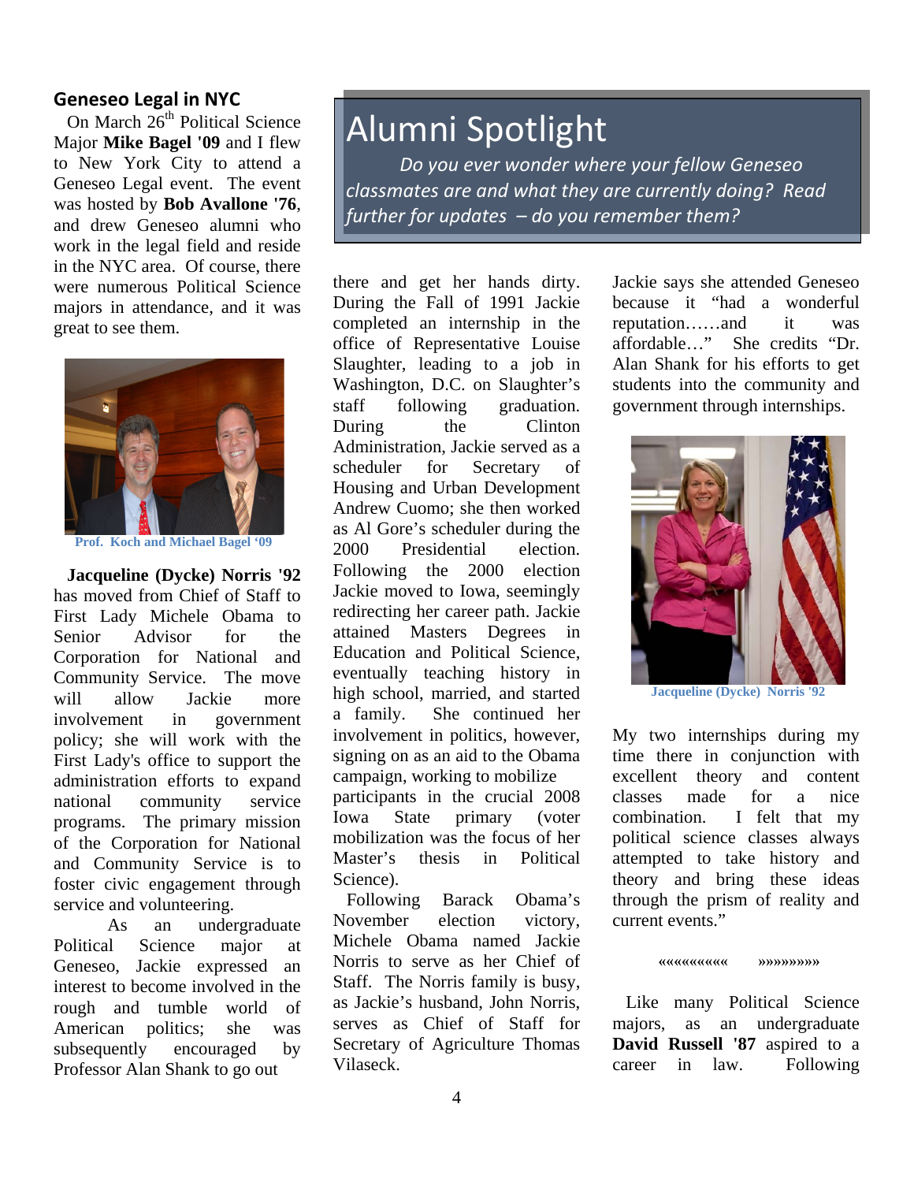## Geneseo Legal in NYC

On March 26th Political Science Major **Mike Bagel '09** and I flew to New York City to attend a Geneseo Legal event. The event was hosted by **Bob Avallone '76**, and drew Geneseo alumni who work in the legal field and reside in the NYC area. Of course, there were numerous Political Science majors in attendance, and it was great to see them.

Prof. Koch and Michael Bagel '09

# Alumni Spotlight

*Do you ever wonder where your fellow Geneseo classmates are and what they are currently doing? Read further for updates – do you remember them?*

**Jacqueline (Dycke) Norris '92** has moved from Chief of Staff to First Lady Michele Obama to Senior Advisor for the Corporation for National and Community Service. The move will allow Jackie more involvement in government policy; she will work with the First Lady's office to support the administration efforts to expand national community service programs. The primary mission of the Corporation for National and Community Service is to foster civic engagement through service and volunteering.

As an undergraduate Political Science major at Geneseo, Jackie expressed an interest to become involved in the rough and tumble world of American politics; she was subsequently encouraged by Professor Alan Shank to go out there and get her hands dirty. During the Fall of 1991 Jackie completed an internship in the office of Representative Louise Slaughter, leading to a job in Washington, D.C. on Slaughter's staff following graduation. During the Clinton Administration, Jackie served as a scheduler for Secretary of Housing and Urban Development Andrew Cuomo; she then worked as Al Gore's scheduler during the 2000 Presidential election. Following the 2000 election Jackie moved to Iowa, seemingly redirecting her career path. Jackie attained Masters Degrees in Education and Political Science, eventually teaching history in high school, married, and started a family. She continued her involvement in politics, however, signing on as an aid to the Obama campaign, working to mobilize participants in the crucial 2008 Iowa State primary (voter mobilization was the focus of her Master's thesis in Political Science).

Following Barack Obama's November election victory, Michele Obama named Jackie Norris to serve as her Chief of Staff. The Norris family is busy, as Jackie's husband, John Norris, serves as Chief of Staff for Secretary of Agriculture Thomas Vilaseck.

Jackie says she attended Geneseo because it "had a wonderful reputation……and it was affordable…" She credits "Dr. Alan Shank for his efforts to get students into the community and government through internships.

Jacqueline (Dycke) Norris '92

My two internships during my time there in conjunction with excellent theory and content classes made for a nice combination. I felt that my political science classes always attempted to take history and theory and bring these ideas through the prism of reality and current events."

«««««««« »»»»»»»»

Like many Political Science majors, as an undergraduate **David Russell '87** aspired to a career in law. Following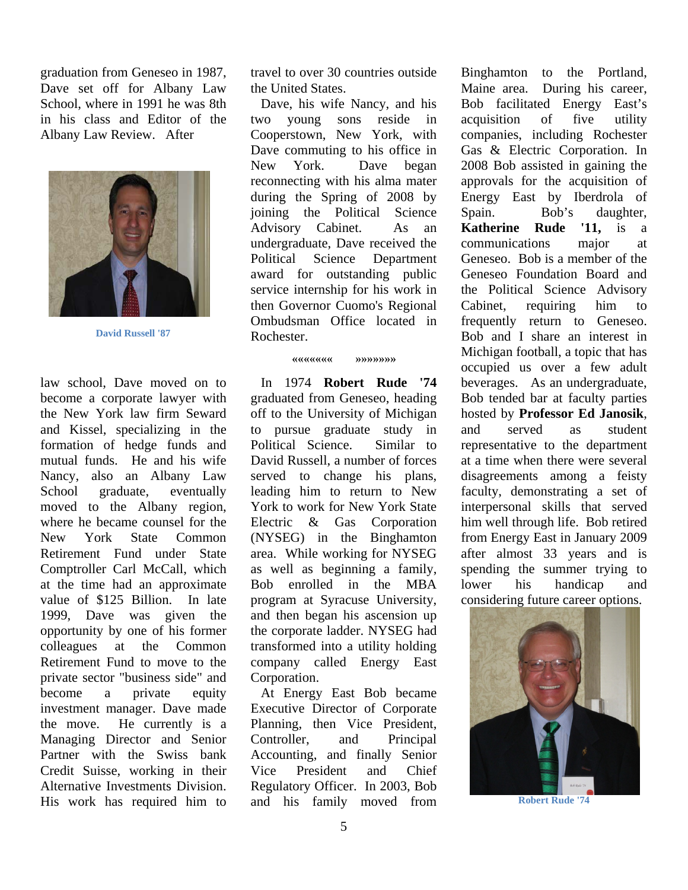graduation from Geneseo in 1987, Dave set off for Albany Law School, where in 1991 he was 8th in his class and Editor of the Albany Law Review. After law school, Dave moved on to become a corporate lawyer with the New York law firm Seward and Kissel, specializing in the formation of hedge funds and mutual funds. He and his wife Nancy, also an Albany Law School graduate, eventually moved to the Albany region, where he became counsel for the New York State Common Retirement Fund under State Comptroller Carl McCall, which at the time had an approximate value of $125 Billion. In late 1999, Dave was given the opportunity by one of his former colleagues at the Common Retirement Fund to move to the private sector "business side" and become a private equity investment manager. Dave made the move. He currently is a Managing Director and Senior Partner with the Swiss bank Credit Suisse, working in their Alternative Investments Division. His work has required him to travel to over 30 countries outside the United States.

**David Russell '87**

Dave, his wife Nancy, and his two young sons reside in Cooperstown, New York, with Dave commuting to his office in New York. Dave began reconnecting with his alma mater during the Spring of 2008 by joining the Political Science Advisory Cabinet. As an undergraduate, Dave received the Political Science Department award for outstanding public service internship for his work in then Governor Cuomo's Regional Ombudsman Office located in Rochester.

«««««««  »»»»»»»

In 1974 **Robert Rude '74** graduated from Geneseo, heading off to the University of Michigan to pursue graduate study in Political Science. Similar to David Russell, a number of forces served to change his plans, leading him to return to New York to work for New York State Electric & Gas Corporation (NYSEG) in the Binghamton area. While working for NYSEG as well as beginning a family, Bob enrolled in the MBA program at Syracuse University, and then began his ascension up the corporate ladder. NYSEG had transformed into a utility holding company called Energy East Corporation.

At Energy East Bob became Executive Director of Corporate Planning, then Vice President, Controller, and Principal Accounting, and finally Senior Vice President and Chief Regulatory Officer. In 2003, Bob and his family moved from Binghamton to the Portland, Maine area. During his career, Bob facilitated Energy East's acquisition of five utility companies, including Rochester Gas & Electric Corporation. In 2008 Bob assisted in gaining the approvals for the acquisition of Energy East by Iberdrola of Spain. Bob's daughter, **Katherine Rude '11,** is a communications major at Geneseo. Bob is a member of the Geneseo Foundation Board and the Political Science Advisory Cabinet, requiring him to frequently return to Geneseo. Bob and I share an interest in Michigan football, a topic that has occupied us over a few adult beverages. As an undergraduate, Bob tended bar at faculty parties hosted by **Professor Ed Janosik**, and served as student representative to the department at a time when there were several disagreements among a feisty faculty, demonstrating a set of interpersonal skills that served him well through life. Bob retired from Energy East in January 2009 after almost 33 years and is spending the summer trying to lower his handicap and considering future career options.

**Robert Rude '74**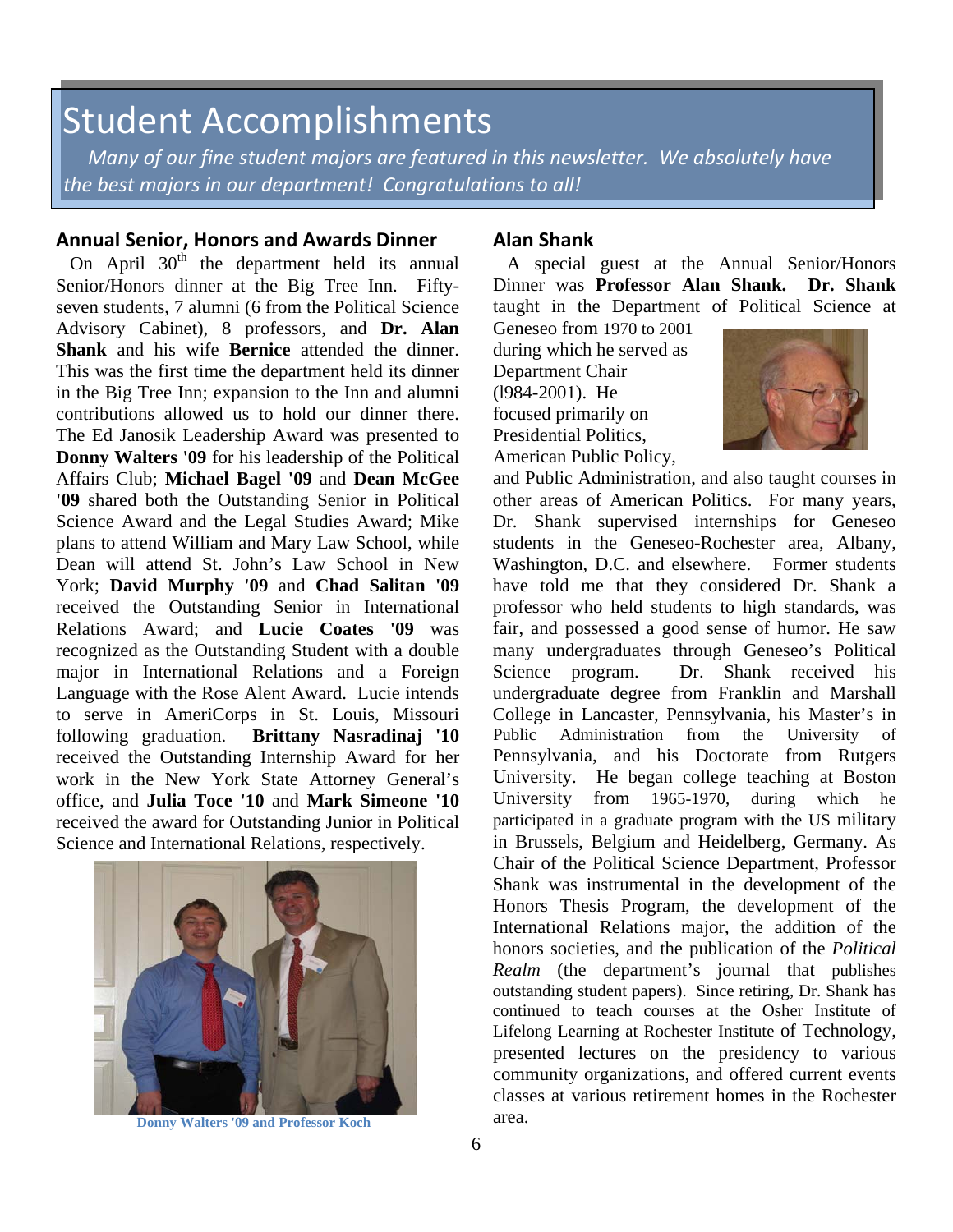# Student Accomplishments

*Many of our fine student majors are featured in this newsletter. We absolutely have the best majors in our department! Congratulations to all!*

## Annual Senior, Honors and Awards Dinner

On April 30th the department held its annual Senior/Honors dinner at the Big Tree Inn. Fifty-seven students, 7 alumni (6 from the Political Science Advisory Cabinet), 8 professors, and **Dr. Alan Shank** and his wife **Bernice** attended the dinner. This was the first time the department held its dinner in the Big Tree Inn; expansion to the Inn and alumni contributions allowed us to hold our dinner there. The Ed Janosik Leadership Award was presented to **Donny Walters '09** for his leadership of the Political Affairs Club; **Michael Bagel '09** and **Dean McGee '09** shared both the Outstanding Senior in Political Science Award and the Legal Studies Award; Mike plans to attend William and Mary Law School, while Dean will attend St. John's Law School in New York; **David Murphy '09** and **Chad Salitan '09** received the Outstanding Senior in International Relations Award; and **Lucie Coates '09** was recognized as the Outstanding Student with a double major in International Relations and a Foreign Language with the Rose Alent Award. Lucie intends to serve in AmeriCorps in St. Louis, Missouri following graduation. **Brittany Nasradinaj '10** received the Outstanding Internship Award for her work in the New York State Attorney General's office, and **Julia Toce '10** and **Mark Simeone '10** received the award for Outstanding Junior in Political Science and International Relations, respectively.

Donny Walters '09 and Professor Koch

## Alan Shank

A special guest at the Annual Senior/Honors Dinner was **Professor Alan Shank. Dr. Shank** taught in the Department of Political Science at Geneseo from 1970 to 2001 during which he served as Department Chair (l984-2001). He focused primarily on Presidential Politics, American Public Policy, and Public Administration, and also taught courses in other areas of American Politics. For many years, Dr. Shank supervised internships for Geneseo students in the Geneseo-Rochester area, Albany, Washington, D.C. and elsewhere. Former students have told me that they considered Dr. Shank a professor who held students to high standards, was fair, and possessed a good sense of humor. He saw many undergraduates through Geneseo's Political Science program. Dr. Shank received his undergraduate degree from Franklin and Marshall College in Lancaster, Pennsylvania, his Master's in Public Administration from the University of Pennsylvania, and his Doctorate from Rutgers University. He began college teaching at Boston University from 1965-1970, during which he participated in a graduate program with the US military in Brussels, Belgium and Heidelberg, Germany. As Chair of the Political Science Department, Professor Shank was instrumental in the development of the Honors Thesis Program, the development of the International Relations major, the addition of the honors societies, and the publication of the *Political Realm* (the department's journal that publishes outstanding student papers). Since retiring, Dr. Shank has continued to teach courses at the Osher Institute of Lifelong Learning at Rochester Institute of Technology, presented lectures on the presidency to various community organizations, and offered current events classes at various retirement homes in the Rochester area.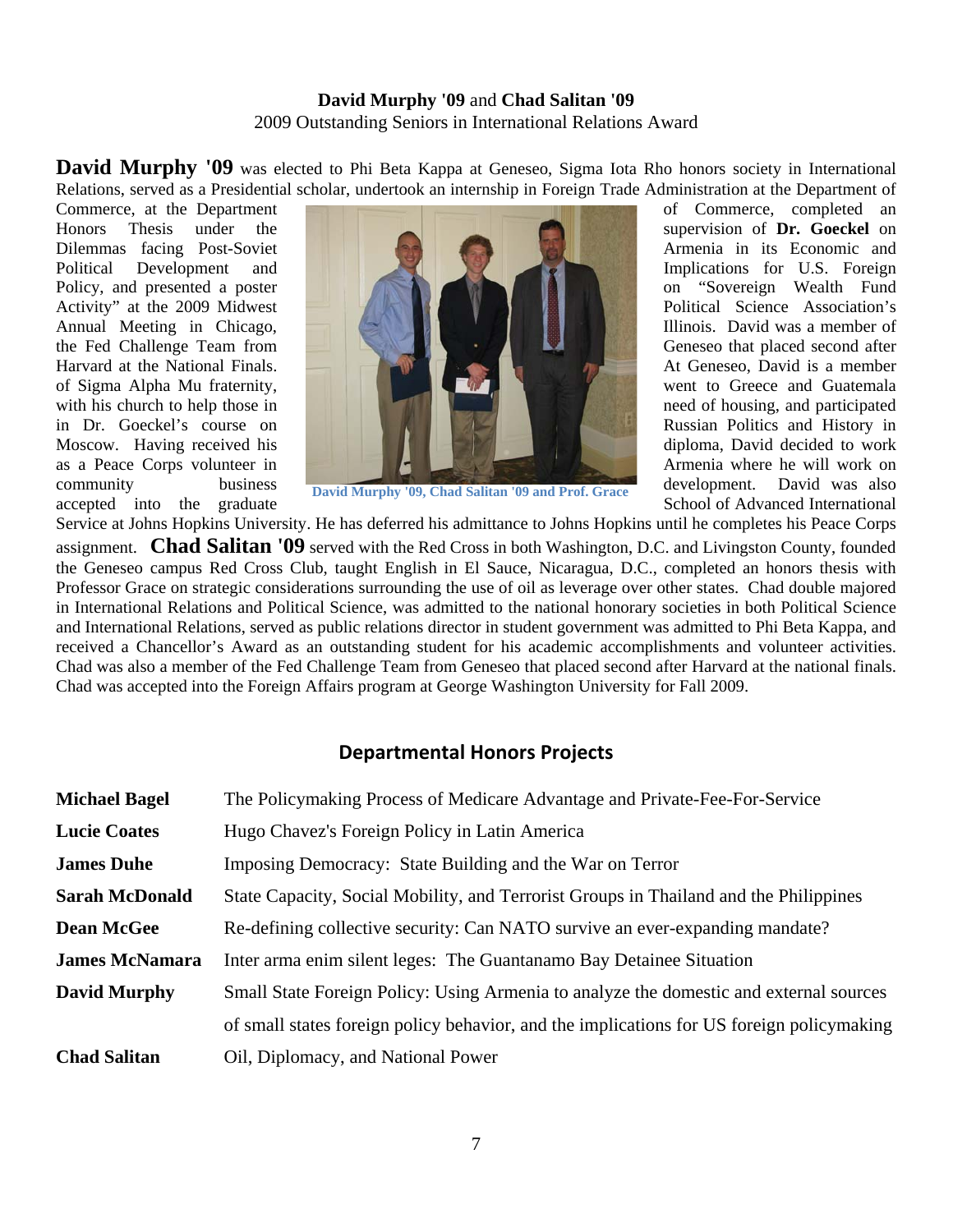**David Murphy '09** and **Chad Salitan '09**

2009 Outstanding Seniors in International Relations Award

**David Murphy '09** was elected to Phi Beta Kappa at Geneseo, Sigma Iota Rho honors society in International Relations, served as a Presidential scholar, undertook an internship in Foreign Trade Administration at the Department of Commerce, at the Department of Commerce, completed an Honors Thesis under the supervision of **Dr. Goeckel** on Dilemmas facing Post-Soviet Armenia in its Economic and Political Development and Implications for U.S. Foreign Policy, and presented a poster on "Sovereign Wealth Fund Activity" at the 2009 Midwest Political Science Association's Annual Meeting in Chicago, Illinois. David was a member of the Fed Challenge Team from Geneseo that placed second after Harvard at the National Finals. At Geneseo, David is a member of Sigma Alpha Mu fraternity, went to Greece and Guatemala with his church to help those in need of housing, and participated in Dr. Goeckel's course on Russian Politics and History in Moscow. Having received his diploma, David decided to work as a Peace Corps volunteer in Armenia where he will work on community business development. David was also accepted into the graduate School of Advanced International Service at Johns Hopkins University. He has deferred his admittance to Johns Hopkins until he completes his Peace Corps assignment.

David Murphy '09, Chad Salitan '09 and Prof. Grace

**Chad Salitan '09** served with the Red Cross in both Washington, D.C. and Livingston County, founded the Geneseo campus Red Cross Club, taught English in El Sauce, Nicaragua, D.C., completed an honors thesis with Professor Grace on strategic considerations surrounding the use of oil as leverage over other states. Chad double majored in International Relations and Political Science, was admitted to the national honorary societies in both Political Science and International Relations, served as public relations director in student government was admitted to Phi Beta Kappa, and received a Chancellor's Award as an outstanding student for his academic accomplishments and volunteer activities. Chad was also a member of the Fed Challenge Team from Geneseo that placed second after Harvard at the national finals. Chad was accepted into the Foreign Affairs program at George Washington University for Fall 2009.

## Departmental Honors Projects

| | |
|---|---|
| **Michael Bagel** | The Policymaking Process of Medicare Advantage and Private-Fee-For-Service |
| **Lucie Coates** | Hugo Chavez's Foreign Policy in Latin America |
| **James Duhe** | Imposing Democracy: State Building and the War on Terror |
| **Sarah McDonald** | State Capacity, Social Mobility, and Terrorist Groups in Thailand and the Philippines |
| **Dean McGee** | Re-defining collective security: Can NATO survive an ever-expanding mandate? |
| **James McNamara** | Inter arma enim silent leges: The Guantanamo Bay Detainee Situation |
| **David Murphy** | Small State Foreign Policy: Using Armenia to analyze the domestic and external sources of small states foreign policy behavior, and the implications for US foreign policymaking |
| **Chad Salitan** | Oil, Diplomacy, and National Power |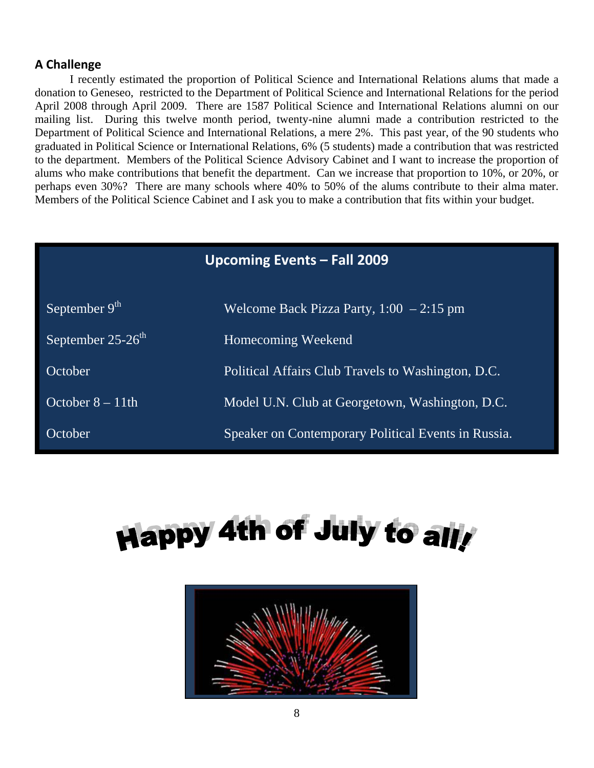## A Challenge

I recently estimated the proportion of Political Science and International Relations alums that made a donation to Geneseo, restricted to the Department of Political Science and International Relations for the period April 2008 through April 2009. There are 1587 Political Science and International Relations alumni on our mailing list. During this twelve month period, twenty-nine alumni made a contribution restricted to the Department of Political Science and International Relations, a mere 2%. This past year, of the 90 students who graduated in Political Science or International Relations, 6% (5 students) made a contribution that was restricted to the department. Members of the Political Science Advisory Cabinet and I want to increase the proportion of alums who make contributions that benefit the department. Can we increase that proportion to 10%, or 20%, or perhaps even 30%? There are many schools where 40% to 50% of the alums contribute to their alma mater. Members of the Political Science Cabinet and I ask you to make a contribution that fits within your budget.

## Upcoming Events – Fall 2009

| | |
|---|---|
| September 9th | Welcome Back Pizza Party, 1:00 – 2:15 pm |
| September 25-26th | Homecoming Weekend |
| October | Political Affairs Club Travels to Washington, D.C. |
| October 8 – 11th | Model U.N. Club at Georgetown, Washington, D.C. |
| October | Speaker on Contemporary Political Events in Russia. |

**Happy 4th of July to all!**